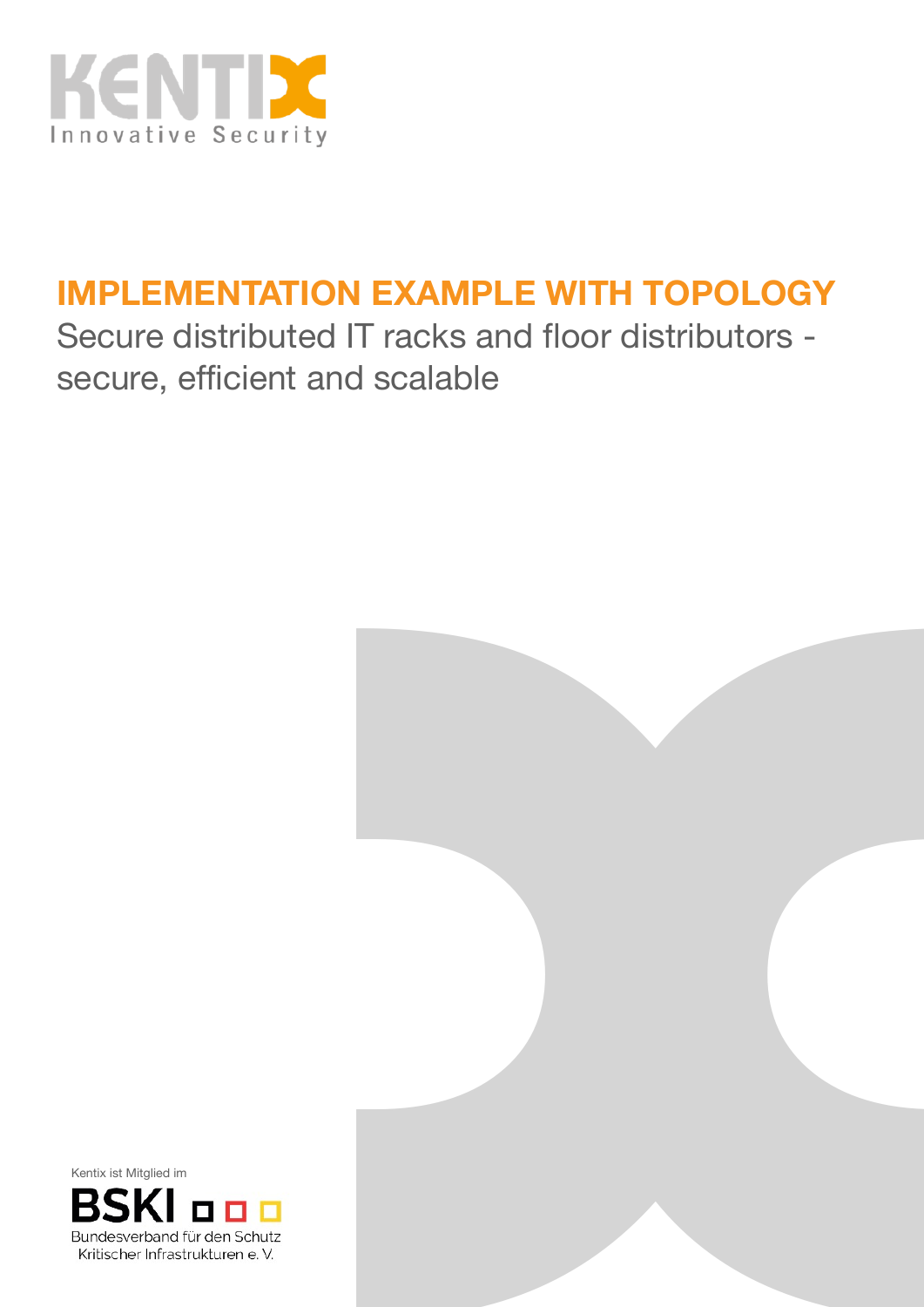KENTIX
Innovative Security

# IMPLEMENTATION EXAMPLE WITH TOPOLOGY

Secure distributed IT racks and floor distributors - secure, efficient and scalable

Kentix ist Mitglied im

BSKI

Bundesverband für den Schutz Kritischer Infrastrukturen e. V.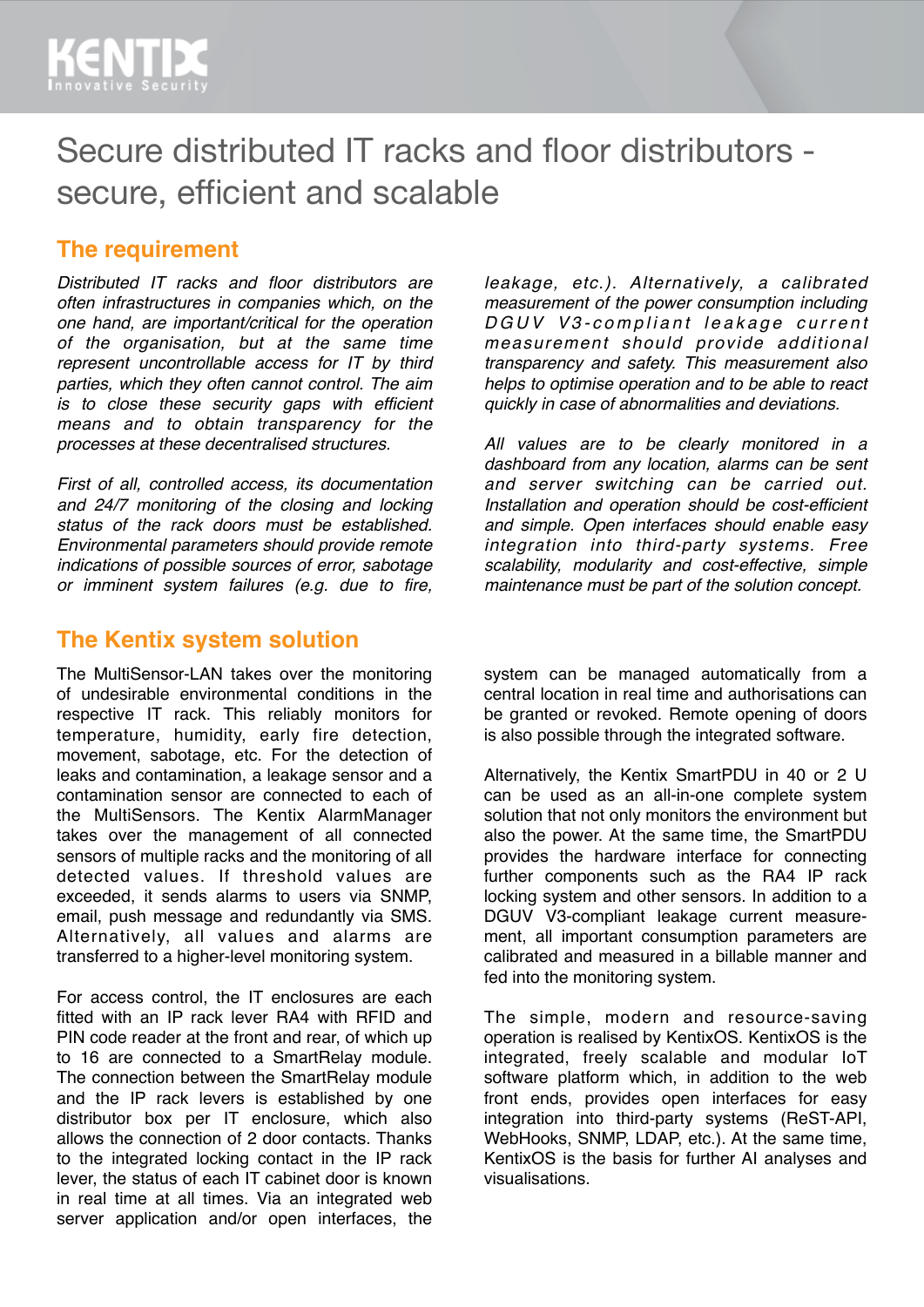# Secure distributed IT racks and floor distributors - secure, efficient and scalable

## The requirement

*Distributed IT racks and floor distributors are often infrastructures in companies which, on the one hand, are important/critical for the operation of the organisation, but at the same time represent uncontrollable access for IT by third parties, which they often cannot control. The aim is to close these security gaps with efficient means and to obtain transparency for the processes at these decentralised structures.*

*First of all, controlled access, its documentation and 24/7 monitoring of the closing and locking status of the rack doors must be established. Environmental parameters should provide remote indications of possible sources of error, sabotage or imminent system failures (e.g. due to fire, leakage, etc.). Alternatively, a calibrated measurement of the power consumption including DGUV V3-compliant leakage current measurement should provide additional transparency and safety. This measurement also helps to optimise operation and to be able to react quickly in case of abnormalities and deviations.*

*All values are to be clearly monitored in a dashboard from any location, alarms can be sent and server switching can be carried out. Installation and operation should be cost-efficient and simple. Open interfaces should enable easy integration into third-party systems. Free scalability, modularity and cost-effective, simple maintenance must be part of the solution concept.*

## The Kentix system solution

The MultiSensor-LAN takes over the monitoring of undesirable environmental conditions in the respective IT rack. This reliably monitors for temperature, humidity, early fire detection, movement, sabotage, etc. For the detection of leaks and contamination, a leakage sensor and a contamination sensor are connected to each of the MultiSensors. The Kentix AlarmManager takes over the management of all connected sensors of multiple racks and the monitoring of all detected values. If threshold values are exceeded, it sends alarms to users via SNMP, email, push message and redundantly via SMS. Alternatively, all values and alarms are transferred to a higher-level monitoring system.

For access control, the IT enclosures are each fitted with an IP rack lever RA4 with RFID and PIN code reader at the front and rear, of which up to 16 are connected to a SmartRelay module. The connection between the SmartRelay module and the IP rack levers is established by one distributor box per IT enclosure, which also allows the connection of 2 door contacts. Thanks to the integrated locking contact in the IP rack lever, the status of each IT cabinet door is known in real time at all times. Via an integrated web server application and/or open interfaces, the system can be managed automatically from a central location in real time and authorisations can be granted or revoked. Remote opening of doors is also possible through the integrated software.

Alternatively, the Kentix SmartPDU in 40 or 2 U can be used as an all-in-one complete system solution that not only monitors the environment but also the power. At the same time, the SmartPDU provides the hardware interface for connecting further components such as the RA4 IP rack locking system and other sensors. In addition to a DGUV V3-compliant leakage current measurement, all important consumption parameters are calibrated and measured in a billable manner and fed into the monitoring system.

The simple, modern and resource-saving operation is realised by KentixOS. KentixOS is the integrated, freely scalable and modular IoT software platform which, in addition to the web front ends, provides open interfaces for easy integration into third-party systems (ReST-API, WebHooks, SNMP, LDAP, etc.). At the same time, KentixOS is the basis for further AI analyses and visualisations.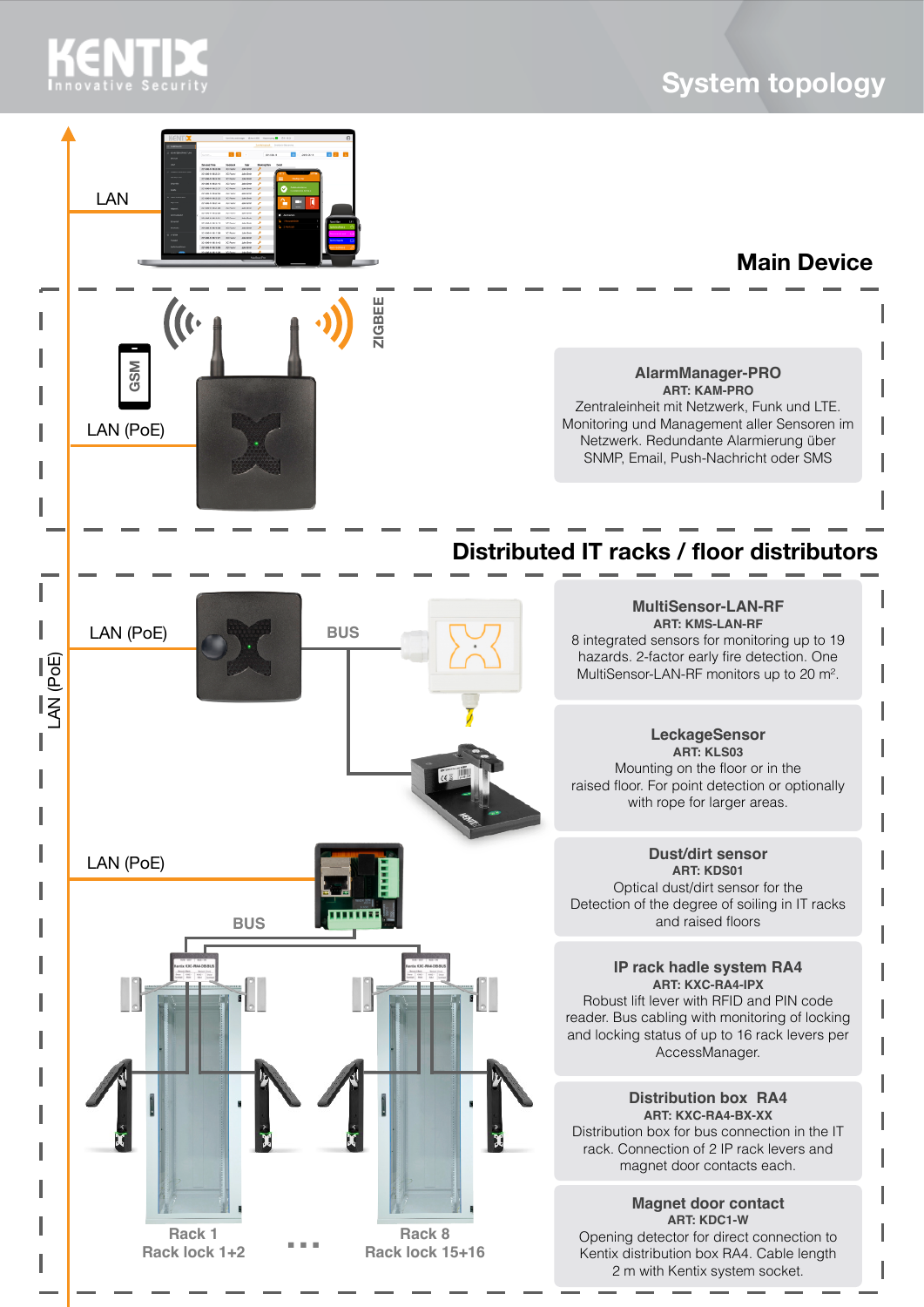# System topology

LAN

## Main Device

GSM

ZIGBEE

LAN (PoE)

**AlarmManager-PRO**
**ART: KAM-PRO**
Zentraleinheit mit Netzwerk, Funk und LTE. Monitoring und Management aller Sensoren im Netzwerk. Redundante Alarmierung über SNMP, Email, Push-Nachricht oder SMS

## Distributed IT racks / floor distributors

LAN (PoE)

LAN (PoE)

BUS

**MultiSensor-LAN-RF**
**ART: KMS-LAN-RF**
8 integrated sensors for monitoring up to 19 hazards. 2-factor early fire detection. One MultiSensor-LAN-RF monitors up to 20 m².

**LeckageSensor**
**ART: KLS03**
Mounting on the floor or in the raised floor. For point detection or optionally with rope for larger areas.

LAN (PoE)

BUS

**Dust/dirt sensor**
**ART: KDS01**
Optical dust/dirt sensor for the Detection of the degree of soiling in IT racks and raised floors

**IP rack hadle system RA4**
**ART: KXC-RA4-IPX**
Robust lift lever with RFID and PIN code reader. Bus cabling with monitoring of locking and locking status of up to 16 rack levers per AccessManager.

**Distribution box RA4**
**ART: KXC-RA4-BX-XX**
Distribution box for bus connection in the IT rack. Connection of 2 IP rack levers and magnet door contacts each.

**Magnet door contact**
**ART: KDC1-W**
Opening detector for direct connection to Kentix distribution box RA4. Cable length 2 m with Kentix system socket.

Rack 1
Rack lock 1+2

...

Rack 8
Rack lock 15+16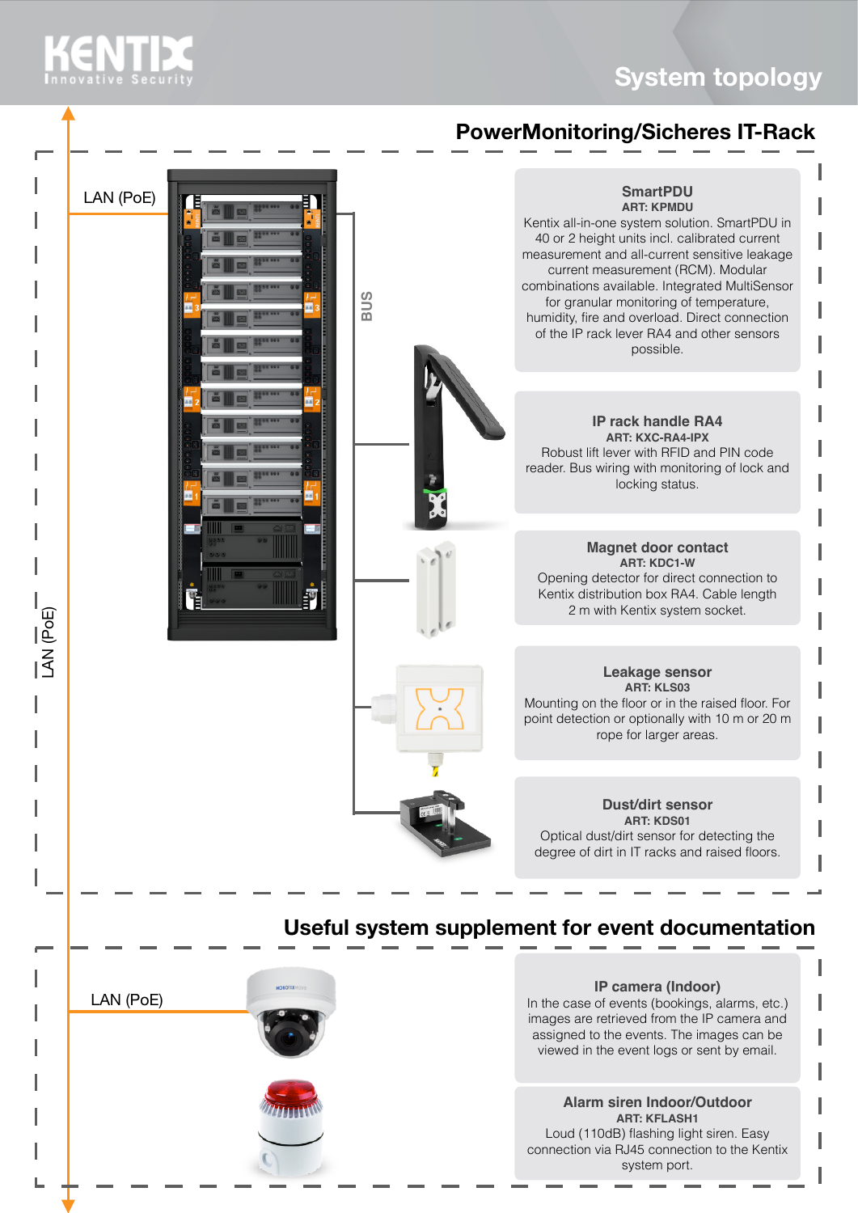KENTIX
Innovative Security

# System topology

## PowerMonitoring/Sicheres IT-Rack

LAN (PoE)

BUS

LAN (PoE)

**SmartPDU**
**ART: KPMDU**
Kentix all-in-one system solution. SmartPDU in 40 or 2 height units incl. calibrated current measurement and all-current sensitive leakage current measurement (RCM). Modular combinations available. Integrated MultiSensor for granular monitoring of temperature, humidity, fire and overload. Direct connection of the IP rack lever RA4 and other sensors possible.

**IP rack handle RA4**
**ART: KXC-RA4-IPX**
Robust lift lever with RFID and PIN code reader. Bus wiring with monitoring of lock and locking status.

**Magnet door contact**
**ART: KDC1-W**
Opening detector for direct connection to Kentix distribution box RA4. Cable length 2 m with Kentix system socket.

**Leakage sensor**
**ART: KLS03**
Mounting on the floor or in the raised floor. For point detection or optionally with 10 m or 20 m rope for larger areas.

**Dust/dirt sensor**
**ART: KDS01**
Optical dust/dirt sensor for detecting the degree of dirt in IT racks and raised floors.

## Useful system supplement for event documentation

LAN (PoE)

**IP camera (Indoor)**
In the case of events (bookings, alarms, etc.) images are retrieved from the IP camera and assigned to the events. The images can be viewed in the event logs or sent by email.

**Alarm siren Indoor/Outdoor**
**ART: KFLASH1**
Loud (110dB) flashing light siren. Easy connection via RJ45 connection to the Kentix system port.